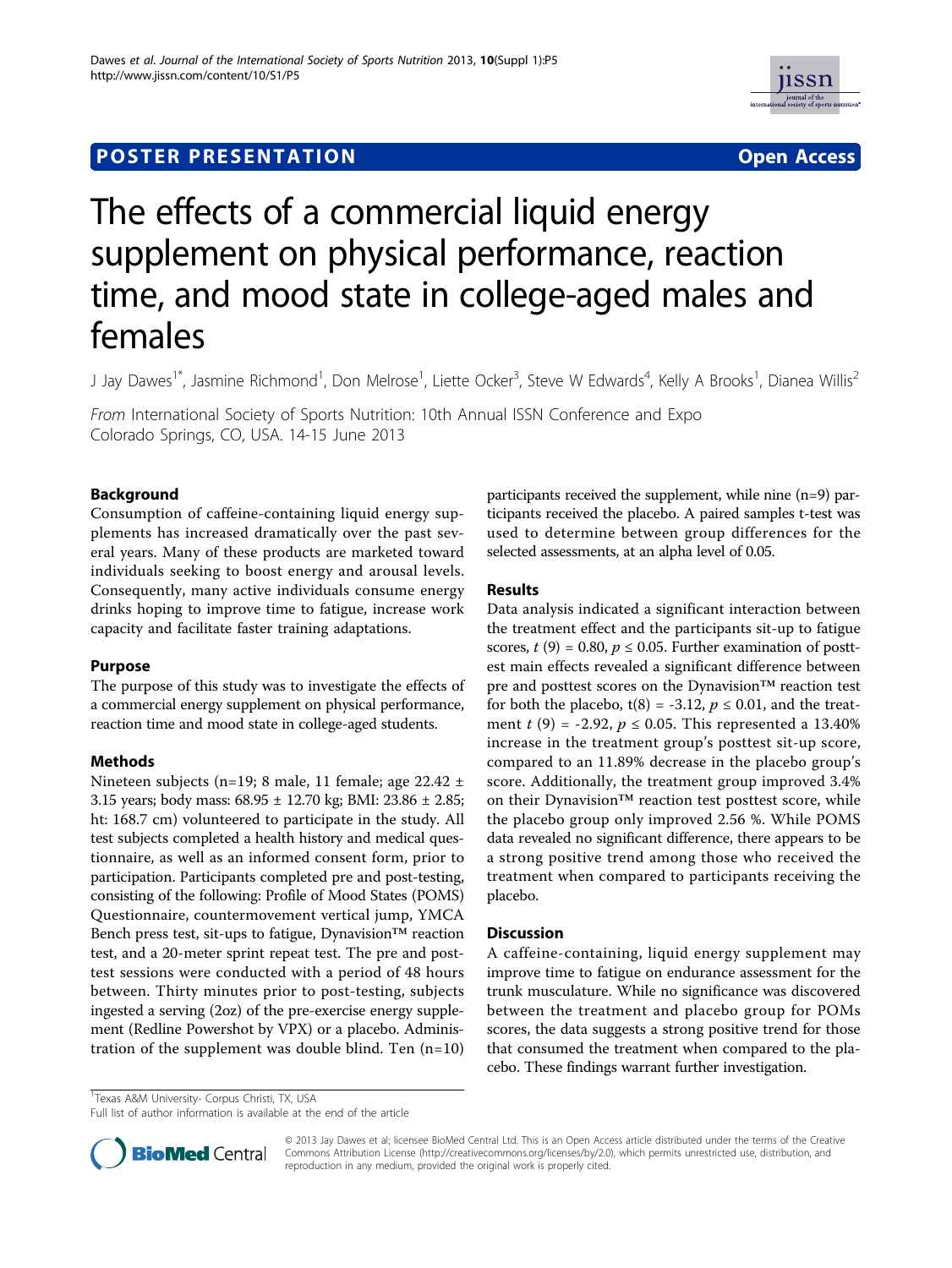POSTER PRESENTATION Open Access

# The effects of a commercial liquid energy supplement on physical performance, reaction time, and mood state in college-aged males and females

J Jay Dawes[1*], Jasmine Richmond[1], Don Melrose[1], Liette Ocker[3], Steve W Edwards[4], Kelly A Brooks[1], Dianea Willis[2]

*From* International Society of Sports Nutrition: 10th Annual ISSN Conference and Expo
Colorado Springs, CO, USA. 14-15 June 2013

## Background

Consumption of caffeine-containing liquid energy supplements has increased dramatically over the past several years. Many of these products are marketed toward individuals seeking to boost energy and arousal levels. Consequently, many active individuals consume energy drinks hoping to improve time to fatigue, increase work capacity and facilitate faster training adaptations.

## Purpose

The purpose of this study was to investigate the effects of a commercial energy supplement on physical performance, reaction time and mood state in college-aged students.

## Methods

Nineteen subjects (n=19; 8 male, 11 female; age 22.42 ± 3.15 years; body mass: 68.95 ± 12.70 kg; BMI: 23.86 ± 2.85; ht: 168.7 cm) volunteered to participate in the study. All test subjects completed a health history and medical questionnaire, as well as an informed consent form, prior to participation. Participants completed pre and post-testing, consisting of the following: Profile of Mood States (POMS) Questionnaire, countermovement vertical jump, YMCA Bench press test, sit-ups to fatigue, Dynavision™ reaction test, and a 20-meter sprint repeat test. The pre and posttest sessions were conducted with a period of 48 hours between. Thirty minutes prior to post-testing, subjects ingested a serving (2oz) of the pre-exercise energy supplement (Redline Powershot by VPX) or a placebo. Administration of the supplement was double blind. Ten (n=10) participants received the supplement, while nine (n=9) participants received the placebo. A paired samples t-test was used to determine between group differences for the selected assessments, at an alpha level of 0.05.

## Results

Data analysis indicated a significant interaction between the treatment effect and the participants sit-up to fatigue scores, $t\ (9) = 0.80$, $p \leq 0.05$. Further examination of posttest main effects revealed a significant difference between pre and posttest scores on the Dynavision™ reaction test for both the placebo, $t(8) = -3.12$, $p \leq 0.01$, and the treatment $t\ (9) = -2.92$, $p \leq 0.05$. This represented a 13.40% increase in the treatment group's posttest sit-up score, compared to an 11.89% decrease in the placebo group's score. Additionally, the treatment group improved 3.4% on their Dynavision™ reaction test posttest score, while the placebo group only improved 2.56 %. While POMS data revealed no significant difference, there appears to be a strong positive trend among those who received the treatment when compared to participants receiving the placebo.

## Discussion

A caffeine-containing, liquid energy supplement may improve time to fatigue on endurance assessment for the trunk musculature. While no significance was discovered between the treatment and placebo group for POMs scores, the data suggests a strong positive trend for those that consumed the treatment when compared to the placebo. These findings warrant further investigation.

[1]Texas A&M University- Corpus Christi, TX, USA
Full list of author information is available at the end of the article

© 2013 Jay Dawes et al; licensee BioMed Central Ltd. This is an Open Access article distributed under the terms of the Creative Commons Attribution License (http://creativecommons.org/licenses/by/2.0), which permits unrestricted use, distribution, and reproduction in any medium, provided the original work is properly cited.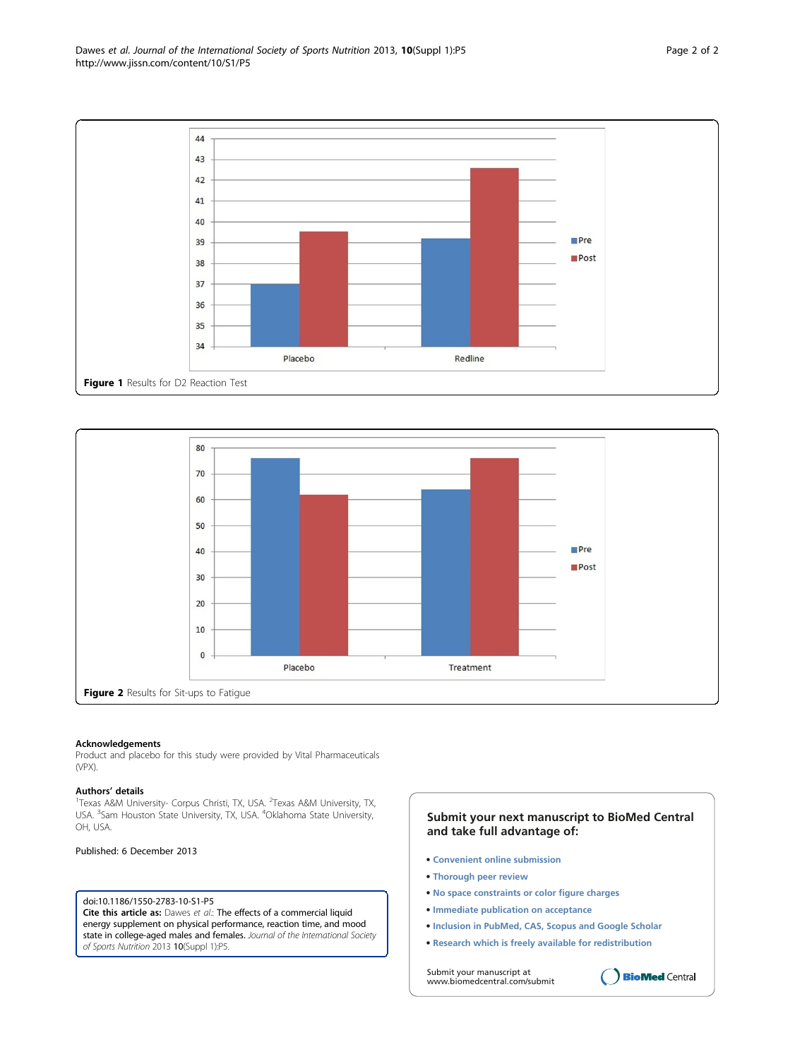44
43
42
41
40
39
38
37
36
35
34

Placebo
Redline

Pre
Post

**Figure 1** Results for D2 Reaction Test

80
70
60
50
40
30
20
10
0

Placebo
Treatment

Pre
Post

**Figure 2** Results for Sit-ups to Fatigue

#### Acknowledgements

Product and placebo for this study were provided by Vital Pharmaceuticals (VPX).

#### Authors' details

[1]Texas A&M University- Corpus Christi, TX, USA. [2]Texas A&M University, TX, USA. [3]Sam Houston State University, TX, USA. [4]Oklahoma State University, OH, USA.

Published: 6 December 2013

doi:10.1186/1550-2783-10-S1-P5

**Cite this article as:** Dawes *et al.*: The effects of a commercial liquid energy supplement on physical performance, reaction time, and mood state in college-aged males and females. *Journal of the International Society of Sports Nutrition* 2013 **10**(Suppl 1):P5.

**Submit your next manuscript to BioMed Central and take full advantage of:**

- Convenient online submission
- Thorough peer review
- No space constraints or color figure charges
- Immediate publication on acceptance
- Inclusion in PubMed, CAS, Scopus and Google Scholar
- Research which is freely available for redistribution

Submit your manuscript at www.biomedcentral.com/submit

BioMed Central